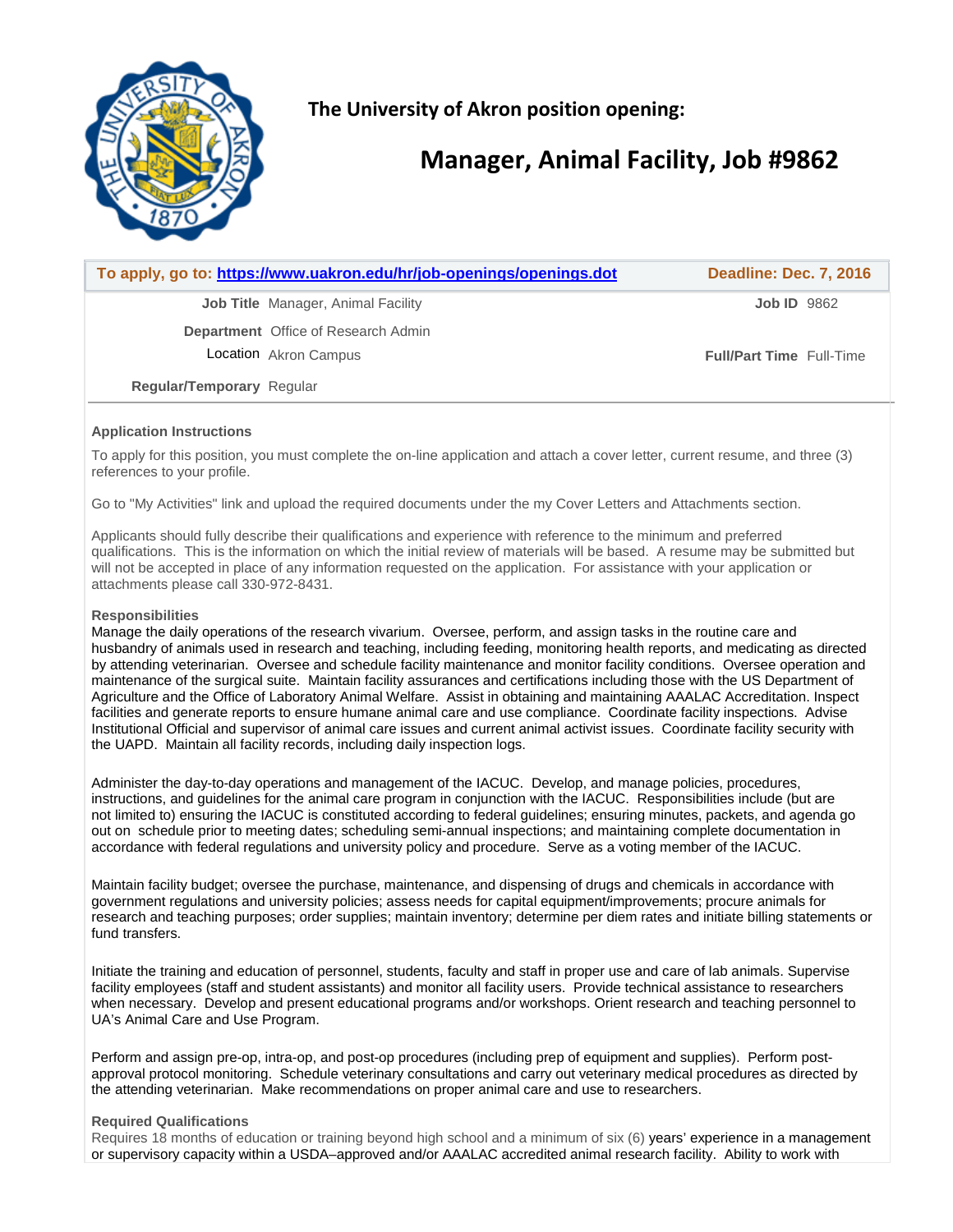### The University of Akron position opening:

# Manager, Animal Facility, Job #9862

| To apply, go to: [https://www.uakron.edu/hr/job-openings/openings.dot](https://www.uakron.edu/hr/job-openings/openings.dot) | Deadline: Dec. 7, 2016 |
|---|---|

| | | | |
|---|---|---|---|
| **Job Title** | Manager, Animal Facility | **Job ID** | 9862 |
| **Department** | Office of Research Admin | | |
| Location | Akron Campus | **Full/Part Time** | Full-Time |
| **Regular/Temporary** | Regular | | |

**Application Instructions**

To apply for this position, you must complete the on-line application and attach a cover letter, current resume, and three (3) references to your profile.

Go to "My Activities" link and upload the required documents under the my Cover Letters and Attachments section.

Applicants should fully describe their qualifications and experience with reference to the minimum and preferred qualifications. This is the information on which the initial review of materials will be based. A resume may be submitted but will not be accepted in place of any information requested on the application. For assistance with your application or attachments please call 330-972-8431.

**Responsibilities**

Manage the daily operations of the research vivarium. Oversee, perform, and assign tasks in the routine care and husbandry of animals used in research and teaching, including feeding, monitoring health reports, and medicating as directed by attending veterinarian. Oversee and schedule facility maintenance and monitor facility conditions. Oversee operation and maintenance of the surgical suite. Maintain facility assurances and certifications including those with the US Department of Agriculture and the Office of Laboratory Animal Welfare. Assist in obtaining and maintaining AAALAC Accreditation. Inspect facilities and generate reports to ensure humane animal care and use compliance. Coordinate facility inspections. Advise Institutional Official and supervisor of animal care issues and current animal activist issues. Coordinate facility security with the UAPD. Maintain all facility records, including daily inspection logs.

Administer the day-to-day operations and management of the IACUC. Develop, and manage policies, procedures, instructions, and guidelines for the animal care program in conjunction with the IACUC. Responsibilities include (but are not limited to) ensuring the IACUC is constituted according to federal guidelines; ensuring minutes, packets, and agenda go out on schedule prior to meeting dates; scheduling semi-annual inspections; and maintaining complete documentation in accordance with federal regulations and university policy and procedure. Serve as a voting member of the IACUC.

Maintain facility budget; oversee the purchase, maintenance, and dispensing of drugs and chemicals in accordance with government regulations and university policies; assess needs for capital equipment/improvements; procure animals for research and teaching purposes; order supplies; maintain inventory; determine per diem rates and initiate billing statements or fund transfers.

Initiate the training and education of personnel, students, faculty and staff in proper use and care of lab animals. Supervise facility employees (staff and student assistants) and monitor all facility users. Provide technical assistance to researchers when necessary. Develop and present educational programs and/or workshops. Orient research and teaching personnel to UA's Animal Care and Use Program.

Perform and assign pre-op, intra-op, and post-op procedures (including prep of equipment and supplies). Perform post-approval protocol monitoring. Schedule veterinary consultations and carry out veterinary medical procedures as directed by the attending veterinarian. Make recommendations on proper animal care and use to researchers.

**Required Qualifications**

Requires 18 months of education or training beyond high school and a minimum of six (6) years' experience in a management or supervisory capacity within a USDA–approved and/or AAALAC accredited animal research facility. Ability to work with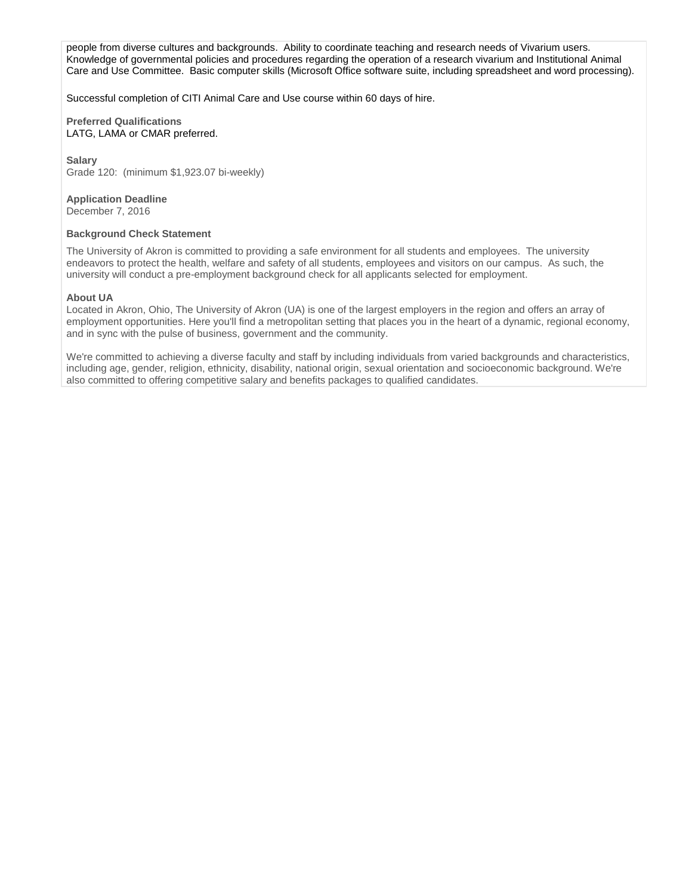people from diverse cultures and backgrounds.  Ability to coordinate teaching and research needs of Vivarium users. Knowledge of governmental policies and procedures regarding the operation of a research vivarium and Institutional Animal Care and Use Committee.  Basic computer skills (Microsoft Office software suite, including spreadsheet and word processing).

Successful completion of CITI Animal Care and Use course within 60 days of hire.

**Preferred Qualifications**
LATG, LAMA or CMAR preferred.

**Salary**
Grade 120:  (minimum $1,923.07 bi-weekly)

**Application Deadline**
December 7, 2016

**Background Check Statement**

The University of Akron is committed to providing a safe environment for all students and employees.  The university endeavors to protect the health, welfare and safety of all students, employees and visitors on our campus.  As such, the university will conduct a pre-employment background check for all applicants selected for employment.

**About UA**
Located in Akron, Ohio, The University of Akron (UA) is one of the largest employers in the region and offers an array of employment opportunities. Here you'll find a metropolitan setting that places you in the heart of a dynamic, regional economy, and in sync with the pulse of business, government and the community.

We're committed to achieving a diverse faculty and staff by including individuals from varied backgrounds and characteristics, including age, gender, religion, ethnicity, disability, national origin, sexual orientation and socioeconomic background. We're also committed to offering competitive salary and benefits packages to qualified candidates.